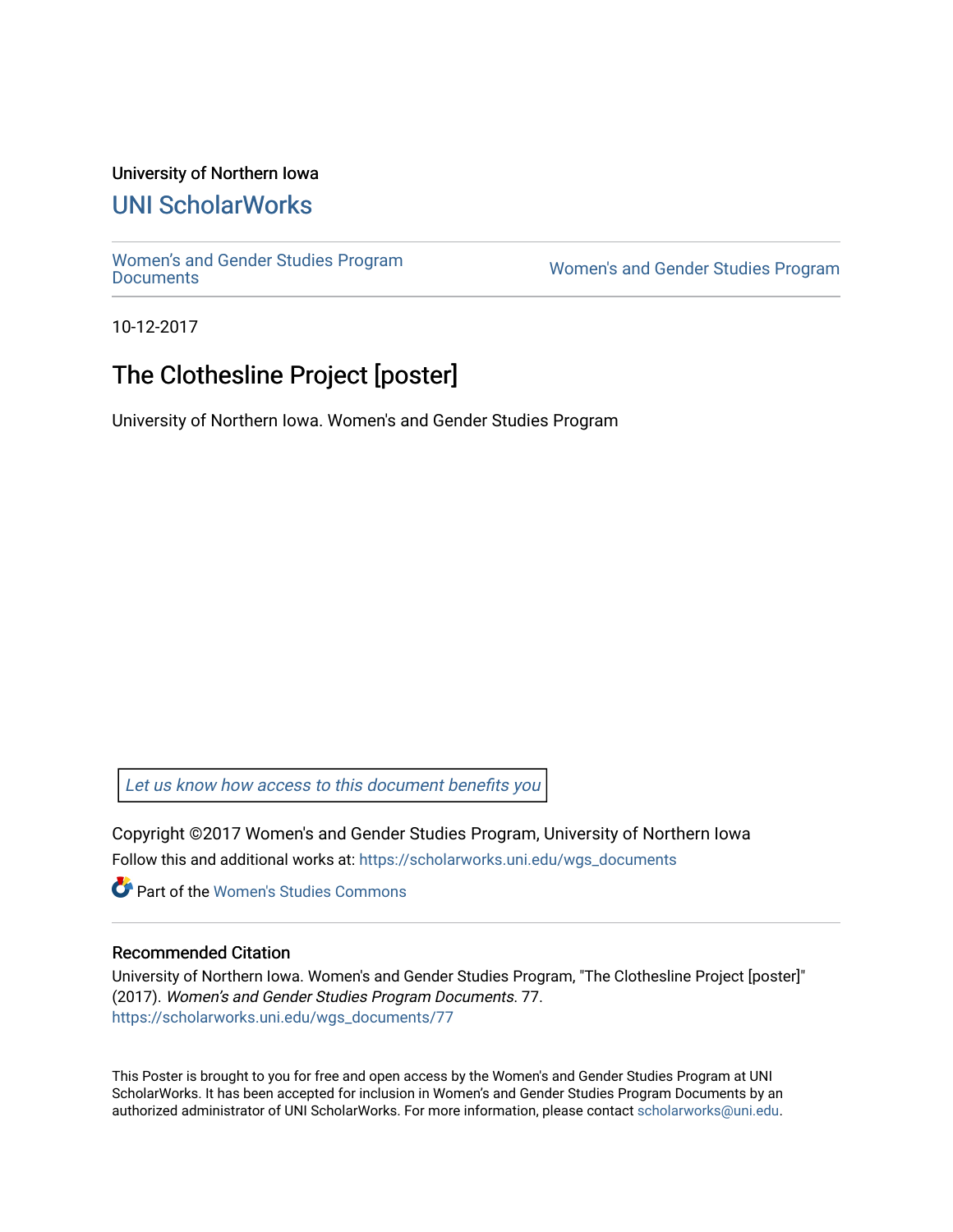University of Northern Iowa

# UNI ScholarWorks

Women's and Gender Studies Program Documents

Women's and Gender Studies Program

10-12-2017

## The Clothesline Project [poster]

University of Northern Iowa. Women's and Gender Studies Program

*Let us know how access to this document benefits you*

Copyright ©2017 Women's and Gender Studies Program, University of Northern Iowa

Follow this and additional works at: https://scholarworks.uni.edu/wgs_documents

Part of the Women's Studies Commons

### Recommended Citation

University of Northern Iowa. Women's and Gender Studies Program, "The Clothesline Project [poster]" (2017). *Women's and Gender Studies Program Documents*. 77.
https://scholarworks.uni.edu/wgs_documents/77

This Poster is brought to you for free and open access by the Women's and Gender Studies Program at UNI ScholarWorks. It has been accepted for inclusion in Women's and Gender Studies Program Documents by an authorized administrator of UNI ScholarWorks. For more information, please contact scholarworks@uni.edu.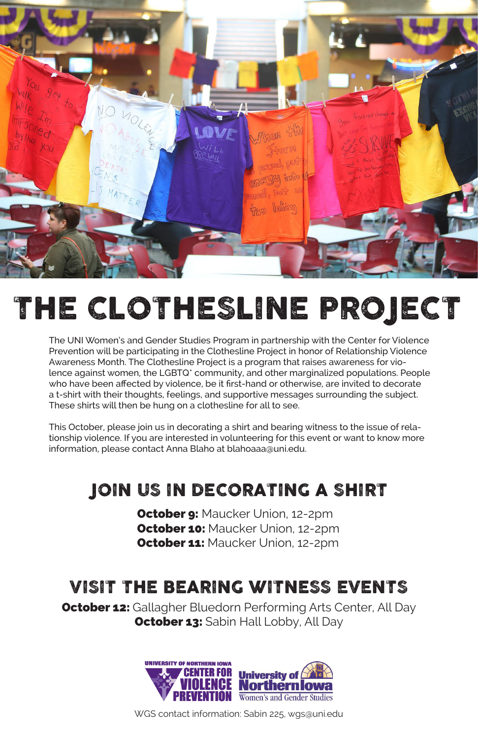# THE CLOTHESLINE PROJECT

The UNI Women's and Gender Studies Program in partnership with the Center for Violence Prevention will be participating in the Clothesline Project in honor of Relationship Violence Awareness Month. The Clothesline Project is a program that raises awareness for violence against women, the LGBTQ* community, and other marginalized populations. People who have been affected by violence, be it first-hand or otherwise, are invited to decorate a t-shirt with their thoughts, feelings, and supportive messages surrounding the subject. These shirts will then be hung on a clothesline for all to see.

This October, please join us in decorating a shirt and bearing witness to the issue of relationship violence. If you are interested in volunteering for this event or want to know more information, please contact Anna Blaho at blahoaaa@uni.edu.

## JOIN US IN DECORATING A SHIRT

**October 9:** Maucker Union, 12-2pm
**October 10:** Maucker Union, 12-2pm
**October 11:** Maucker Union, 12-2pm

## VISIT THE BEARING WITNESS EVENTS

**October 12:** Gallagher Bluedorn Performing Arts Center, All Day
**October 13:** Sabin Hall Lobby, All Day

University of Northern Iowa Center for Violence Prevention
University of Northern Iowa Women's and Gender Studies

WGS contact information: Sabin 225, wgs@uni.edu